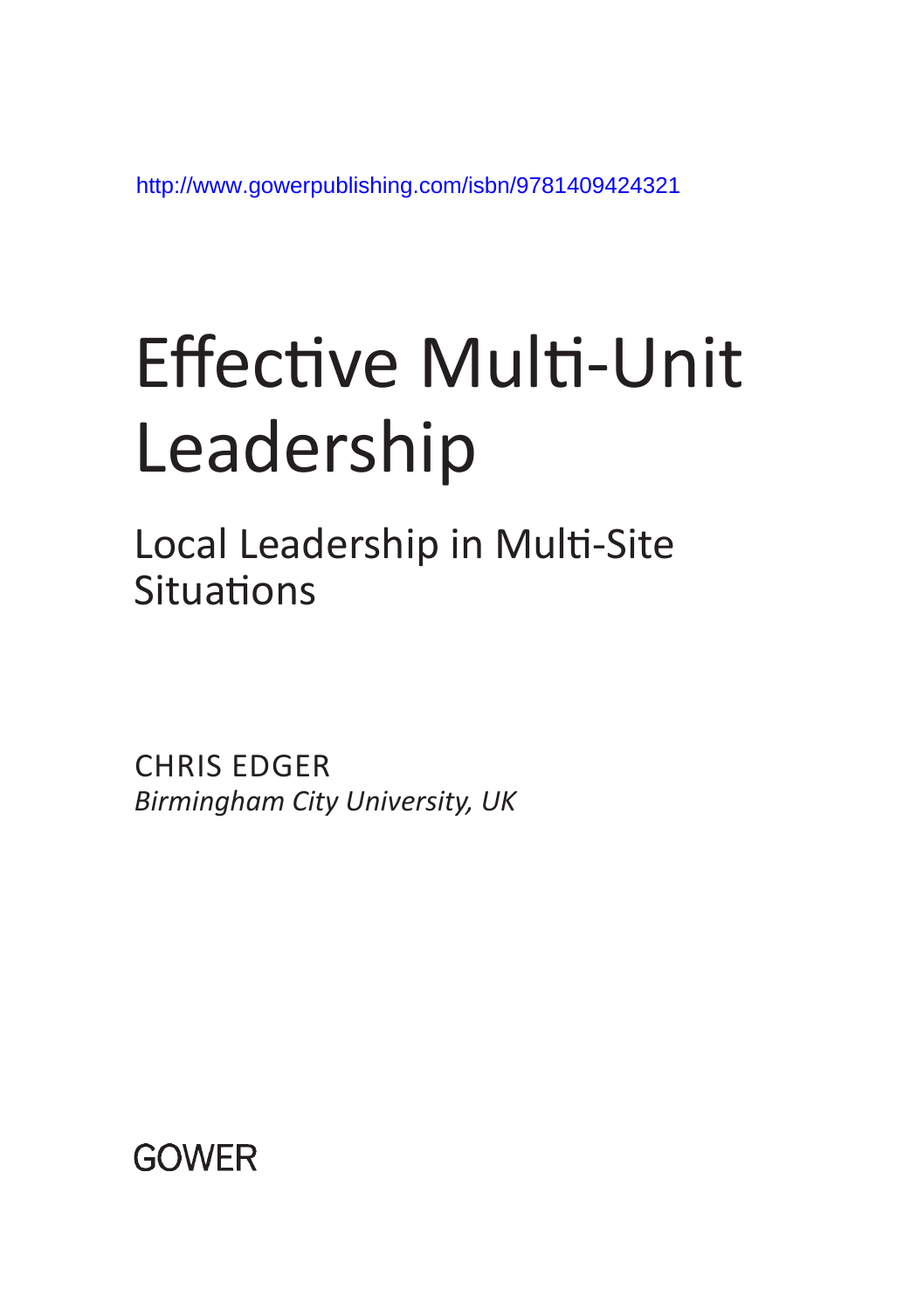http://www.gowerpublishing.com/isbn/9781409424321

# Effective Multi-Unit Leadership

## Local Leadership in Multi-Site Situations

CHRIS EDGER

*Birmingham City University, UK*

GOWER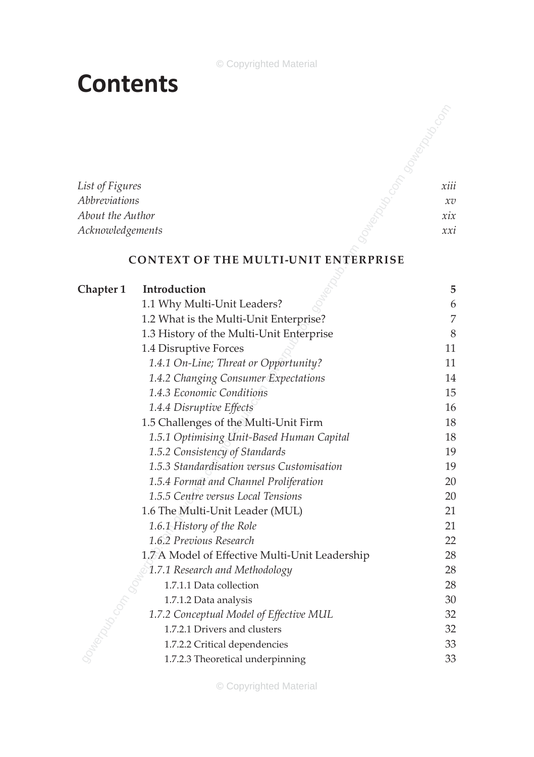# Contents

| | |
|---|---|
| *List of Figures* | *xiii* |
| *Abbreviations* | *xv* |
| *About the Author* | *xix* |
| *Acknowledgements* | *xxi* |

## CONTEXT OF THE MULTI-UNIT ENTERPRISE

| | | |
|---|---|---|
| **Chapter 1** | **Introduction** | **5** |
| | 1.1 Why Multi-Unit Leaders? | 6 |
| | 1.2 What is the Multi-Unit Enterprise? | 7 |
| | 1.3 History of the Multi-Unit Enterprise | 8 |
| | 1.4 Disruptive Forces | 11 |
| | *1.4.1 On-Line; Threat or Opportunity?* | 11 |
| | *1.4.2 Changing Consumer Expectations* | 14 |
| | *1.4.3 Economic Conditions* | 15 |
| | *1.4.4 Disruptive Effects* | 16 |
| | 1.5 Challenges of the Multi-Unit Firm | 18 |
| | *1.5.1 Optimising Unit-Based Human Capital* | 18 |
| | *1.5.2 Consistency of Standards* | 19 |
| | *1.5.3 Standardisation versus Customisation* | 19 |
| | *1.5.4 Format and Channel Proliferation* | 20 |
| | *1.5.5 Centre versus Local Tensions* | 20 |
| | 1.6 The Multi-Unit Leader (MUL) | 21 |
| | *1.6.1 History of the Role* | 21 |
| | *1.6.2 Previous Research* | 22 |
| | 1.7 A Model of Effective Multi-Unit Leadership | 28 |
| | *1.7.1 Research and Methodology* | 28 |
| | 1.7.1.1 Data collection | 28 |
| | 1.7.1.2 Data analysis | 30 |
| | *1.7.2 Conceptual Model of Effective MUL* | 32 |
| | 1.7.2.1 Drivers and clusters | 32 |
| | 1.7.2.2 Critical dependencies | 33 |
| | 1.7.2.3 Theoretical underpinning | 33 |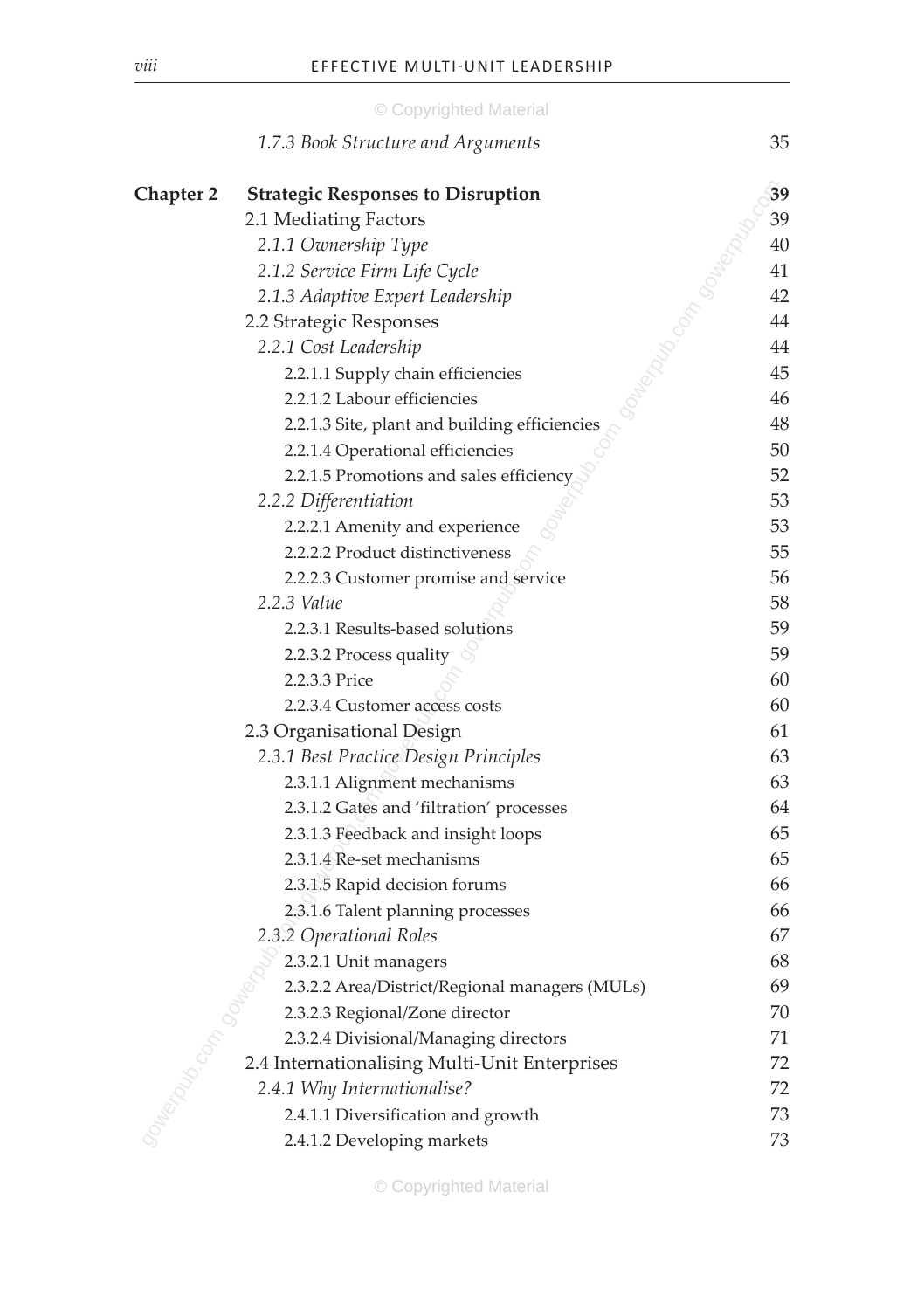*1.7.3 Book Structure and Arguments* 35

**Chapter 2 Strategic Responses to Disruption** **39**

2.1 Mediating Factors 39

*2.1.1 Ownership Type* 40

*2.1.2 Service Firm Life Cycle* 41

*2.1.3 Adaptive Expert Leadership* 42

2.2 Strategic Responses 44

*2.2.1 Cost Leadership* 44

2.2.1.1 Supply chain efficiencies 45

2.2.1.2 Labour efficiencies 46

2.2.1.3 Site, plant and building efficiencies 48

2.2.1.4 Operational efficiencies 50

2.2.1.5 Promotions and sales efficiency 52

*2.2.2 Differentiation* 53

2.2.2.1 Amenity and experience 53

2.2.2.2 Product distinctiveness 55

2.2.2.3 Customer promise and service 56

*2.2.3 Value* 58

2.2.3.1 Results-based solutions 59

2.2.3.2 Process quality 59

2.2.3.3 Price 60

2.2.3.4 Customer access costs 60

2.3 Organisational Design 61

*2.3.1 Best Practice Design Principles* 63

2.3.1.1 Alignment mechanisms 63

2.3.1.2 Gates and 'filtration' processes 64

2.3.1.3 Feedback and insight loops 65

2.3.1.4 Re-set mechanisms 65

2.3.1.5 Rapid decision forums 66

2.3.1.6 Talent planning processes 66

*2.3.2 Operational Roles* 67

2.3.2.1 Unit managers 68

2.3.2.2 Area/District/Regional managers (MULs) 69

2.3.2.3 Regional/Zone director 70

2.3.2.4 Divisional/Managing directors 71

2.4 Internationalising Multi-Unit Enterprises 72

*2.4.1 Why Internationalise?* 72

2.4.1.1 Diversification and growth 73

2.4.1.2 Developing markets 73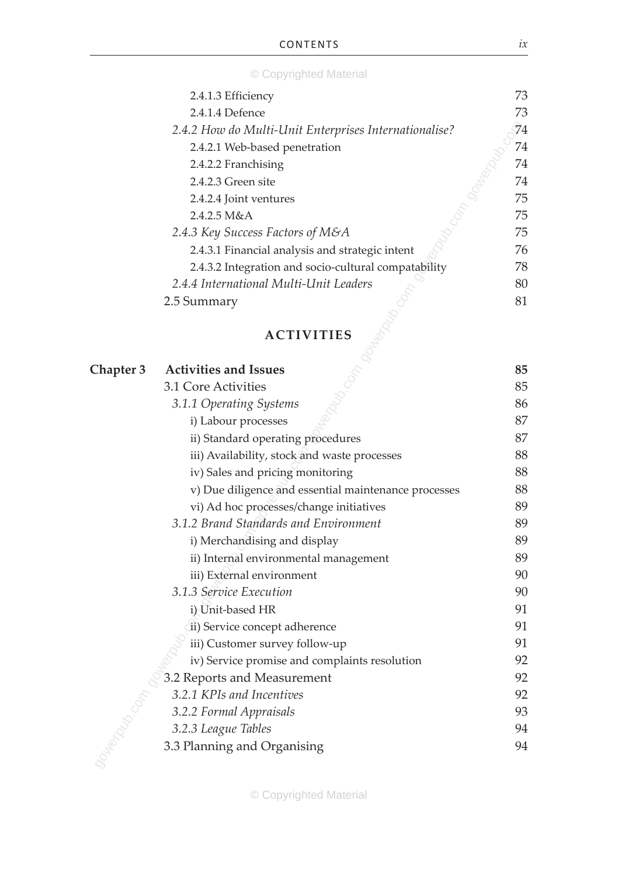2.4.1.3 Efficiency 73
2.4.1.4 Defence 73
*2.4.2 How do Multi-Unit Enterprises Internationalise?* 74
2.4.2.1 Web-based penetration 74
2.4.2.2 Franchising 74
2.4.2.3 Green site 74
2.4.2.4 Joint ventures 75
2.4.2.5 M&A 75
*2.4.3 Key Success Factors of M&A* 75
2.4.3.1 Financial analysis and strategic intent 76
2.4.3.2 Integration and socio-cultural compatability 78
*2.4.4 International Multi-Unit Leaders* 80
2.5 Summary 81

## ACTIVITIES

**Chapter 3 Activities and Issues** **85**
3.1 Core Activities 85
*3.1.1 Operating Systems* 86
i) Labour processes 87
ii) Standard operating procedures 87
iii) Availability, stock and waste processes 88
iv) Sales and pricing monitoring 88
v) Due diligence and essential maintenance processes 88
vi) Ad hoc processes/change initiatives 89
*3.1.2 Brand Standards and Environment* 89
i) Merchandising and display 89
ii) Internal environmental management 89
iii) External environment 90
*3.1.3 Service Execution* 90
i) Unit-based HR 91
ii) Service concept adherence 91
iii) Customer survey follow-up 91
iv) Service promise and complaints resolution 92
3.2 Reports and Measurement 92
*3.2.1 KPIs and Incentives* 92
*3.2.2 Formal Appraisals* 93
*3.2.3 League Tables* 94
3.3 Planning and Organising 94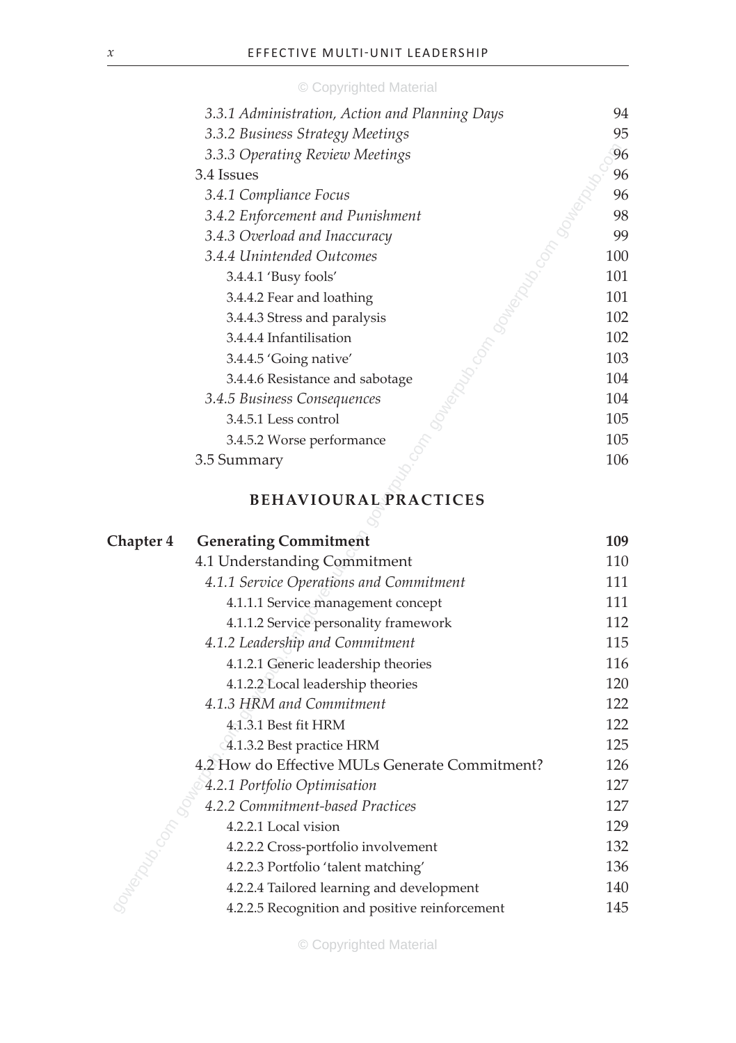| | | |
|---|---|---|
| | *3.3.1 Administration, Action and Planning Days* | 94 |
| | *3.3.2 Business Strategy Meetings* | 95 |
| | *3.3.3 Operating Review Meetings* | 96 |
| | 3.4 Issues | 96 |
| | *3.4.1 Compliance Focus* | 96 |
| | *3.4.2 Enforcement and Punishment* | 98 |
| | *3.4.3 Overload and Inaccuracy* | 99 |
| | *3.4.4 Unintended Outcomes* | 100 |
| | 3.4.4.1 'Busy fools' | 101 |
| | 3.4.4.2 Fear and loathing | 101 |
| | 3.4.4.3 Stress and paralysis | 102 |
| | 3.4.4.4 Infantilisation | 102 |
| | 3.4.4.5 'Going native' | 103 |
| | 3.4.4.6 Resistance and sabotage | 104 |
| | *3.4.5 Business Consequences* | 104 |
| | 3.4.5.1 Less control | 105 |
| | 3.4.5.2 Worse performance | 105 |
| | 3.5 Summary | 106 |

## BEHAVIOURAL PRACTICES

| | | |
|---|---|---|
| **Chapter 4** | **Generating Commitment** | **109** |
| | 4.1 Understanding Commitment | 110 |
| | *4.1.1 Service Operations and Commitment* | 111 |
| | 4.1.1.1 Service management concept | 111 |
| | 4.1.1.2 Service personality framework | 112 |
| | *4.1.2 Leadership and Commitment* | 115 |
| | 4.1.2.1 Generic leadership theories | 116 |
| | 4.1.2.2 Local leadership theories | 120 |
| | *4.1.3 HRM and Commitment* | 122 |
| | 4.1.3.1 Best fit HRM | 122 |
| | 4.1.3.2 Best practice HRM | 125 |
| | 4.2 How do Effective MULs Generate Commitment? | 126 |
| | *4.2.1 Portfolio Optimisation* | 127 |
| | *4.2.2 Commitment-based Practices* | 127 |
| | 4.2.2.1 Local vision | 129 |
| | 4.2.2.2 Cross-portfolio involvement | 132 |
| | 4.2.2.3 Portfolio 'talent matching' | 136 |
| | 4.2.2.4 Tailored learning and development | 140 |
| | 4.2.2.5 Recognition and positive reinforcement | 145 |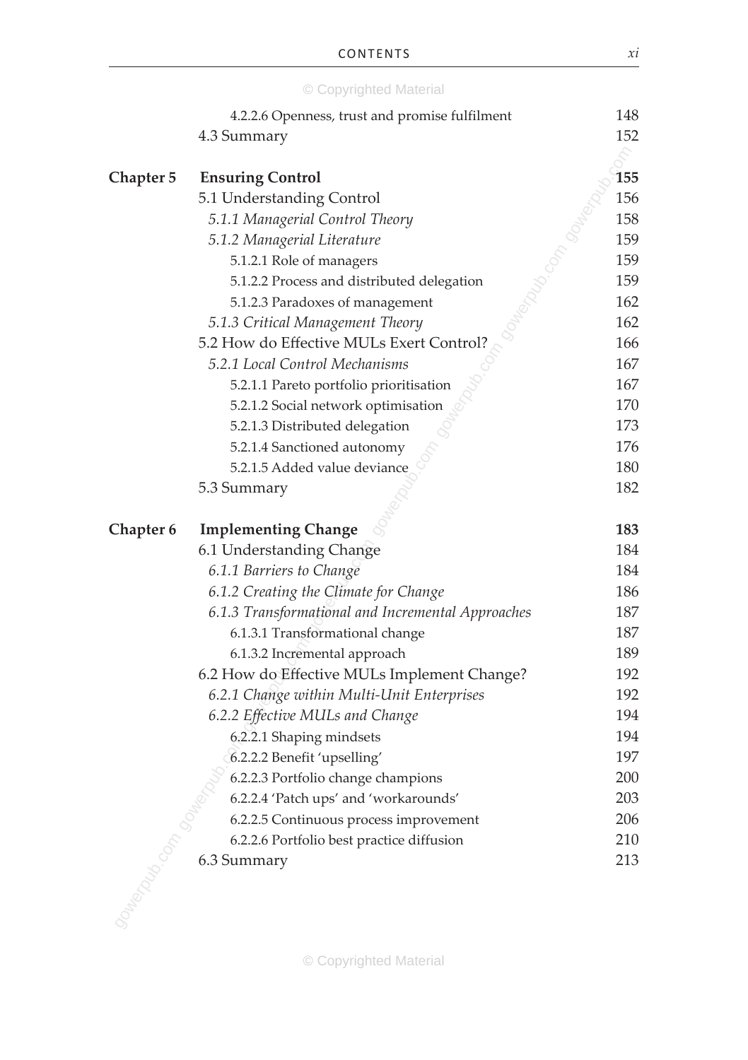| | | |
|---|---|---|
| | 4.2.2.6 Openness, trust and promise fulfilment | 148 |
| | 4.3 Summary | 152 |
| **Chapter 5** | **Ensuring Control** | **155** |
| | 5.1 Understanding Control | 156 |
| | *5.1.1 Managerial Control Theory* | 158 |
| | *5.1.2 Managerial Literature* | 159 |
| | 5.1.2.1 Role of managers | 159 |
| | 5.1.2.2 Process and distributed delegation | 159 |
| | 5.1.2.3 Paradoxes of management | 162 |
| | *5.1.3 Critical Management Theory* | 162 |
| | 5.2 How do Effective MULs Exert Control? | 166 |
| | *5.2.1 Local Control Mechanisms* | 167 |
| | 5.2.1.1 Pareto portfolio prioritisation | 167 |
| | 5.2.1.2 Social network optimisation | 170 |
| | 5.2.1.3 Distributed delegation | 173 |
| | 5.2.1.4 Sanctioned autonomy | 176 |
| | 5.2.1.5 Added value deviance | 180 |
| | 5.3 Summary | 182 |
| **Chapter 6** | **Implementing Change** | **183** |
| | 6.1 Understanding Change | 184 |
| | *6.1.1 Barriers to Change* | 184 |
| | *6.1.2 Creating the Climate for Change* | 186 |
| | *6.1.3 Transformational and Incremental Approaches* | 187 |
| | 6.1.3.1 Transformational change | 187 |
| | 6.1.3.2 Incremental approach | 189 |
| | 6.2 How do Effective MULs Implement Change? | 192 |
| | *6.2.1 Change within Multi-Unit Enterprises* | 192 |
| | *6.2.2 Effective MULs and Change* | 194 |
| | 6.2.2.1 Shaping mindsets | 194 |
| | 6.2.2.2 Benefit 'upselling' | 197 |
| | 6.2.2.3 Portfolio change champions | 200 |
| | 6.2.2.4 'Patch ups' and 'workarounds' | 203 |
| | 6.2.2.5 Continuous process improvement | 206 |
| | 6.2.2.6 Portfolio best practice diffusion | 210 |
| | 6.3 Summary | 213 |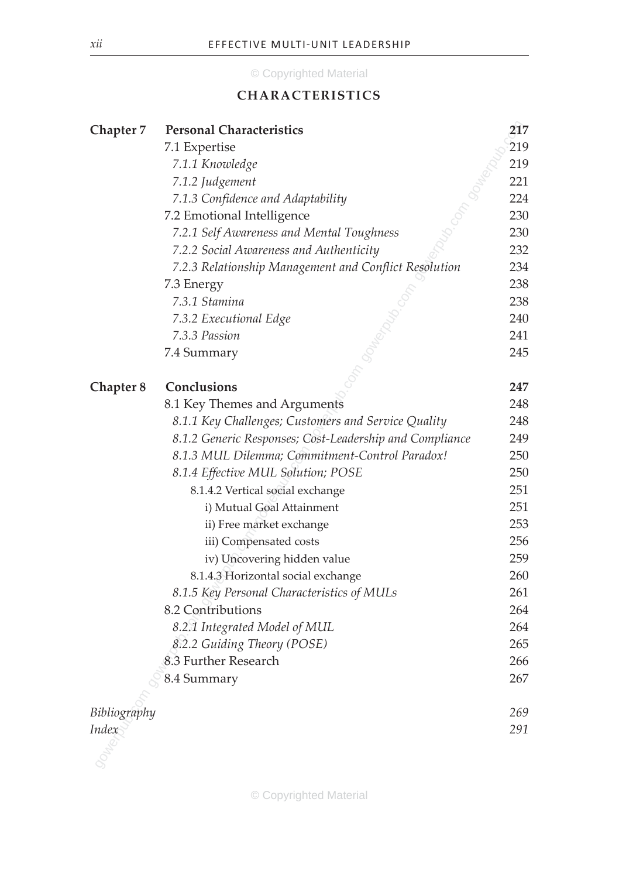## CHARACTERISTICS

| | | |
|---|---|---|
| **Chapter 7** | **Personal Characteristics** | **217** |
| | 7.1 Expertise | 219 |
| | *7.1.1 Knowledge* | 219 |
| | *7.1.2 Judgement* | 221 |
| | *7.1.3 Confidence and Adaptability* | 224 |
| | 7.2 Emotional Intelligence | 230 |
| | *7.2.1 Self Awareness and Mental Toughness* | 230 |
| | *7.2.2 Social Awareness and Authenticity* | 232 |
| | *7.2.3 Relationship Management and Conflict Resolution* | 234 |
| | 7.3 Energy | 238 |
| | *7.3.1 Stamina* | 238 |
| | *7.3.2 Executional Edge* | 240 |
| | *7.3.3 Passion* | 241 |
| | 7.4 Summary | 245 |
| **Chapter 8** | **Conclusions** | **247** |
| | 8.1 Key Themes and Arguments | 248 |
| | *8.1.1 Key Challenges; Customers and Service Quality* | 248 |
| | *8.1.2 Generic Responses; Cost-Leadership and Compliance* | 249 |
| | *8.1.3 MUL Dilemma; Commitment-Control Paradox!* | 250 |
| | *8.1.4 Effective MUL Solution; POSE* | 250 |
| | 8.1.4.2 Vertical social exchange | 251 |
| | i) Mutual Goal Attainment | 251 |
| | ii) Free market exchange | 253 |
| | iii) Compensated costs | 256 |
| | iv) Uncovering hidden value | 259 |
| | 8.1.4.3 Horizontal social exchange | 260 |
| | *8.1.5 Key Personal Characteristics of MULs* | 261 |
| | 8.2 Contributions | 264 |
| | *8.2.1 Integrated Model of MUL* | 264 |
| | *8.2.2 Guiding Theory (POSE)* | 265 |
| | 8.3 Further Research | 266 |
| | 8.4 Summary | 267 |
| *Bibliography* | | *269* |
| *Index* | | *291* |